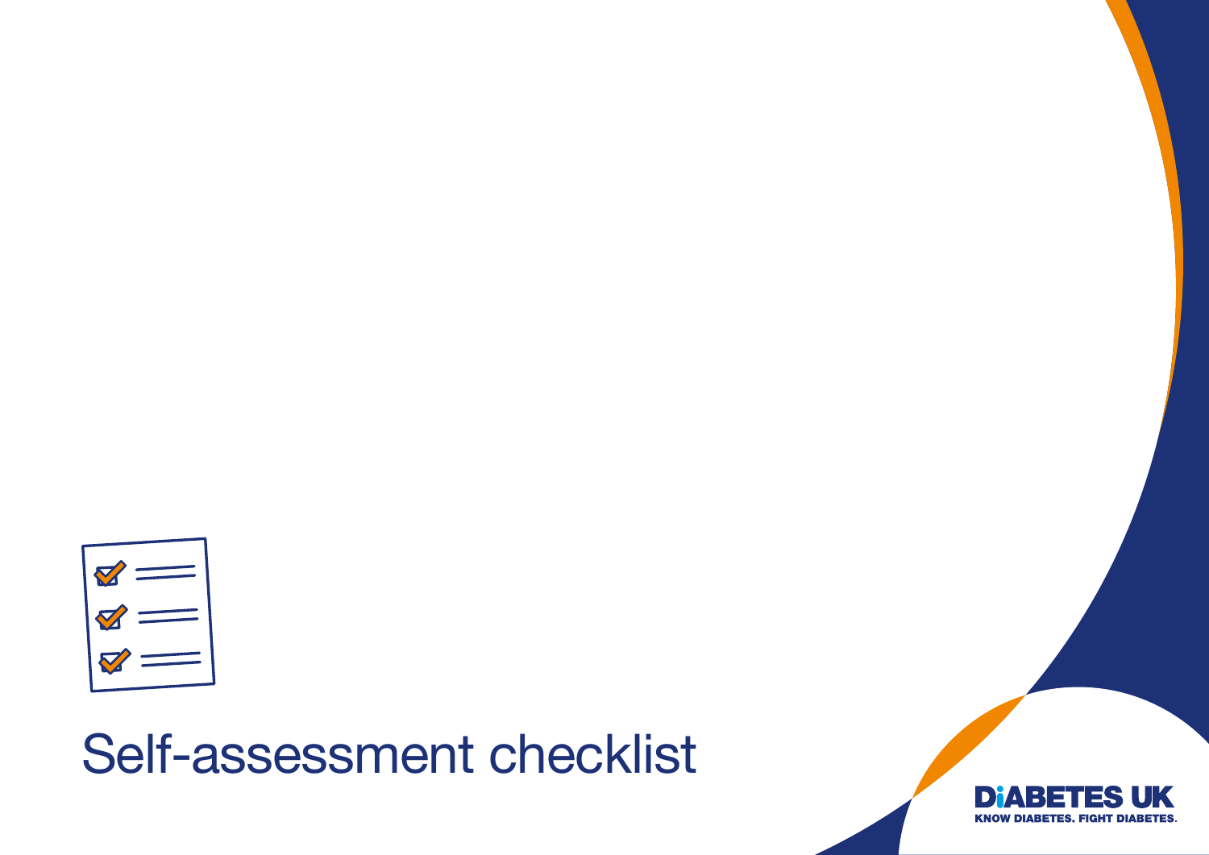# Self-assessment checklist

DIABETES UK

KNOW DIABETES. FIGHT DIABETES.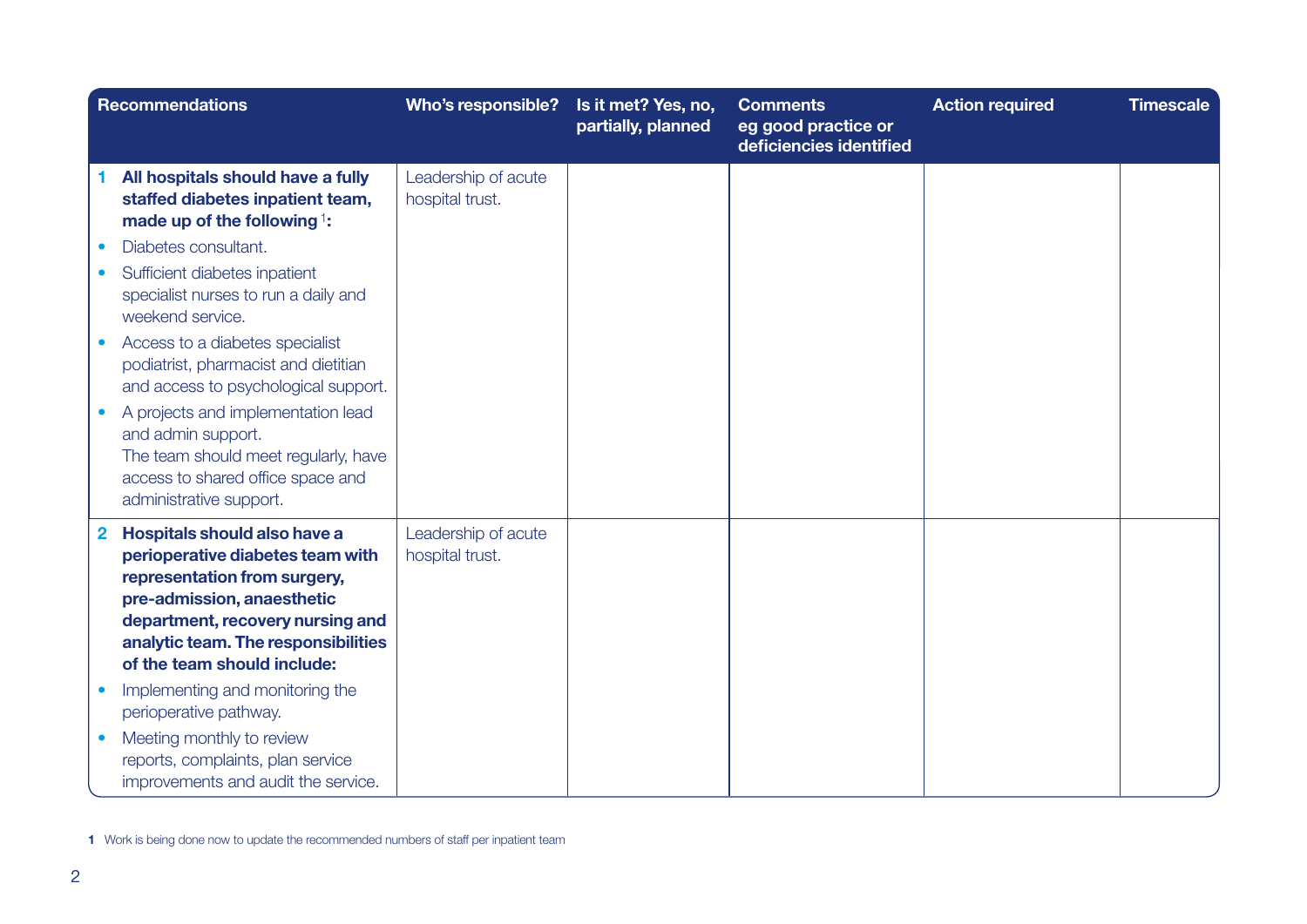| Recommendations | Who's responsible? | Is it met? Yes, no, partially, planned | Comments eg good practice or deficiencies identified | Action required | Timescale |
|---|---|---|---|---|---|
| **1 All hospitals should have a fully staffed diabetes inpatient team, made up of the following [1]:**<br>• Diabetes consultant.<br>• Sufficient diabetes inpatient specialist nurses to run a daily and weekend service.<br>• Access to a diabetes specialist podiatrist, pharmacist and dietitian and access to psychological support.<br>• A projects and implementation lead and admin support.<br>The team should meet regularly, have access to shared office space and administrative support. | Leadership of acute hospital trust. | | | | |
| **2 Hospitals should also have a perioperative diabetes team with representation from surgery, pre-admission, anaesthetic department, recovery nursing and analytic team. The responsibilities of the team should include:**<br>• Implementing and monitoring the perioperative pathway.<br>• Meeting monthly to review reports, complaints, plan service improvements and audit the service. | Leadership of acute hospital trust. | | | | |

**1** Work is being done now to update the recommended numbers of staff per inpatient team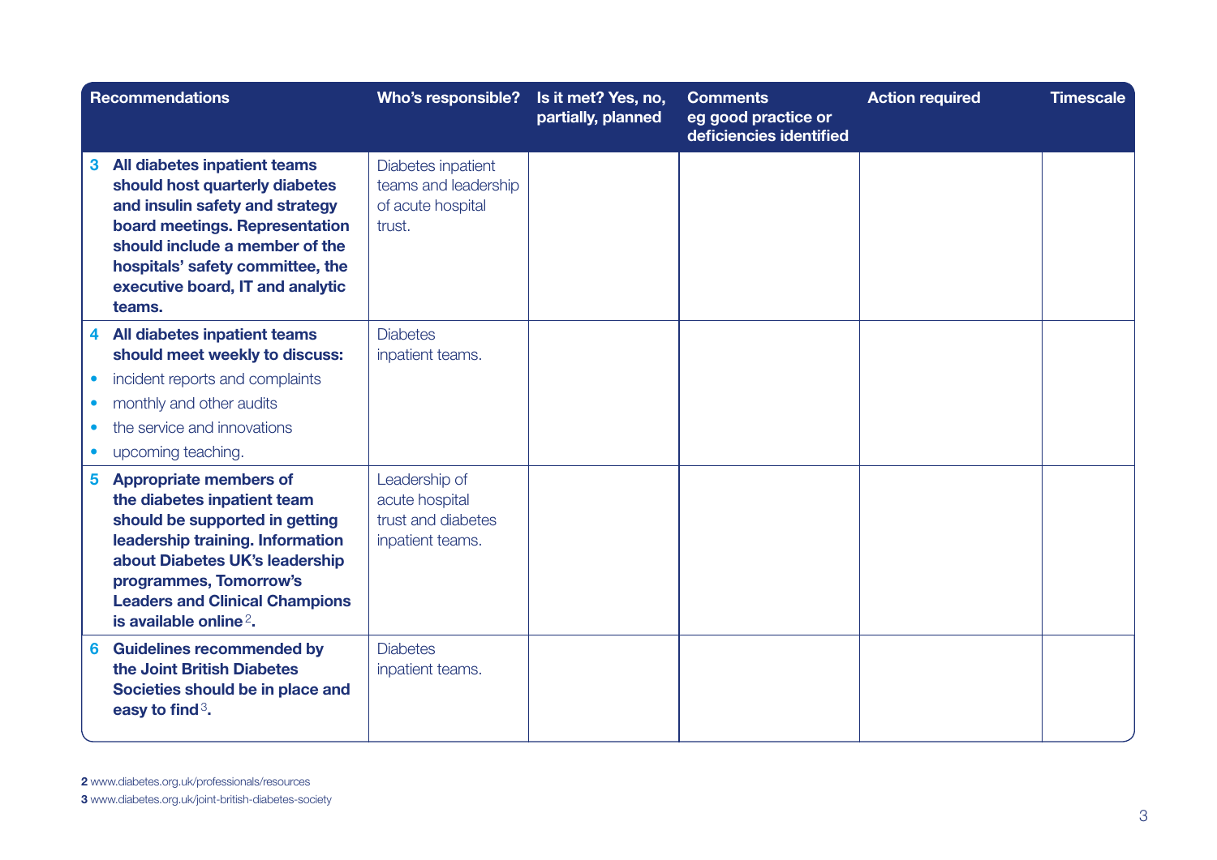| Recommendations | Who's responsible? | Is it met? Yes, no, partially, planned | Comments eg good practice or deficiencies identified | Action required | Timescale |
|---|---|---|---|---|---|
| **3 All diabetes inpatient teams should host quarterly diabetes and insulin safety and strategy board meetings. Representation should include a member of the hospitals' safety committee, the executive board, IT and analytic teams.** | Diabetes inpatient teams and leadership of acute hospital trust. | | | | |
| **4 All diabetes inpatient teams should meet weekly to discuss:** <br>• incident reports and complaints <br>• monthly and other audits <br>• the service and innovations <br>• upcoming teaching. | Diabetes inpatient teams. | | | | |
| **5 Appropriate members of the diabetes inpatient team should be supported in getting leadership training. Information about Diabetes UK's leadership programmes, Tomorrow's Leaders and Clinical Champions is available online[2].** | Leadership of acute hospital trust and diabetes inpatient teams. | | | | |
| **6 Guidelines recommended by the Joint British Diabetes Societies should be in place and easy to find[3].** | Diabetes inpatient teams. | | | | |

**2** www.diabetes.org.uk/professionals/resources

**3** www.diabetes.org.uk/joint-british-diabetes-society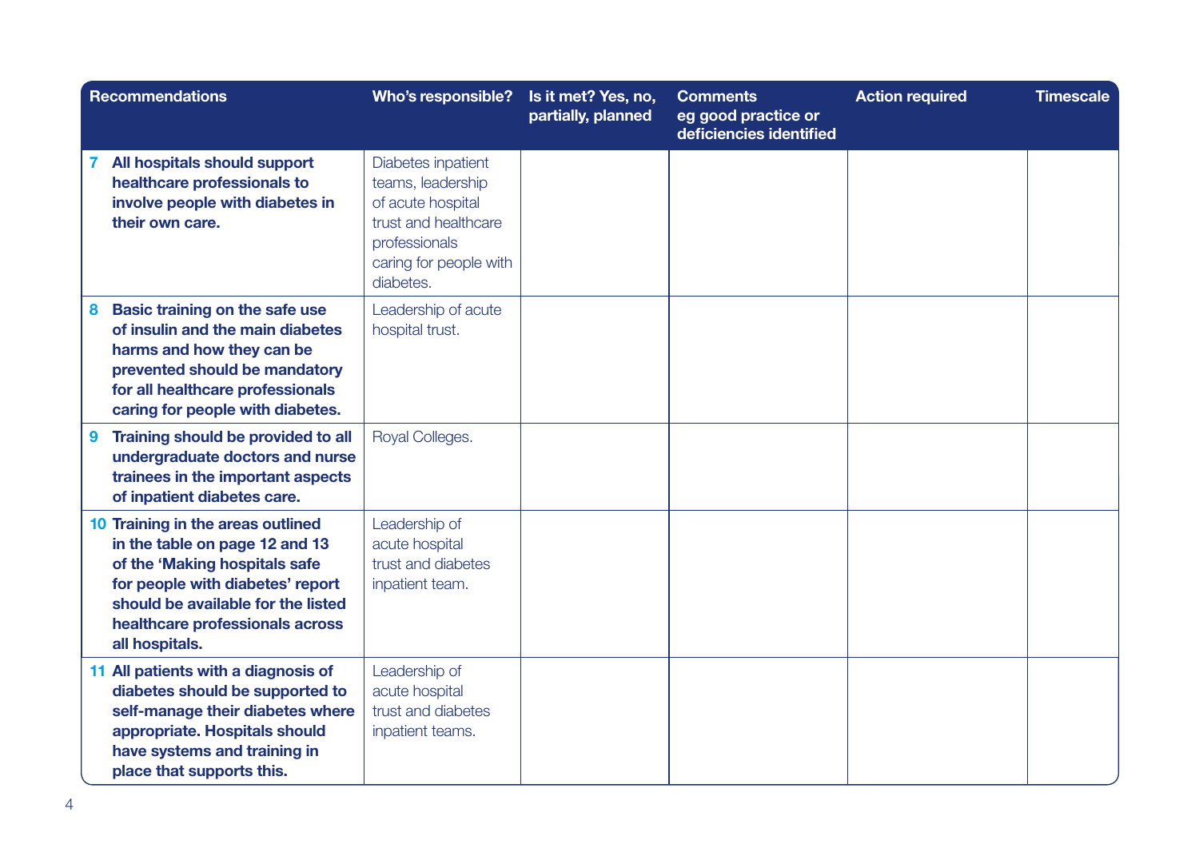| Recommendations | Who's responsible? | Is it met? Yes, no, partially, planned | Comments eg good practice or deficiencies identified | Action required | Timescale |
|---|---|---|---|---|---|
| **7 All hospitals should support healthcare professionals to involve people with diabetes in their own care.** | Diabetes inpatient teams, leadership of acute hospital trust and healthcare professionals caring for people with diabetes. | | | | |
| **8 Basic training on the safe use of insulin and the main diabetes harms and how they can be prevented should be mandatory for all healthcare professionals caring for people with diabetes.** | Leadership of acute hospital trust. | | | | |
| **9 Training should be provided to all undergraduate doctors and nurse trainees in the important aspects of inpatient diabetes care.** | Royal Colleges. | | | | |
| **10 Training in the areas outlined in the table on page 12 and 13 of the 'Making hospitals safe for people with diabetes' report should be available for the listed healthcare professionals across all hospitals.** | Leadership of acute hospital trust and diabetes inpatient team. | | | | |
| **11 All patients with a diagnosis of diabetes should be supported to self-manage their diabetes where appropriate. Hospitals should have systems and training in place that supports this.** | Leadership of acute hospital trust and diabetes inpatient teams. | | | | |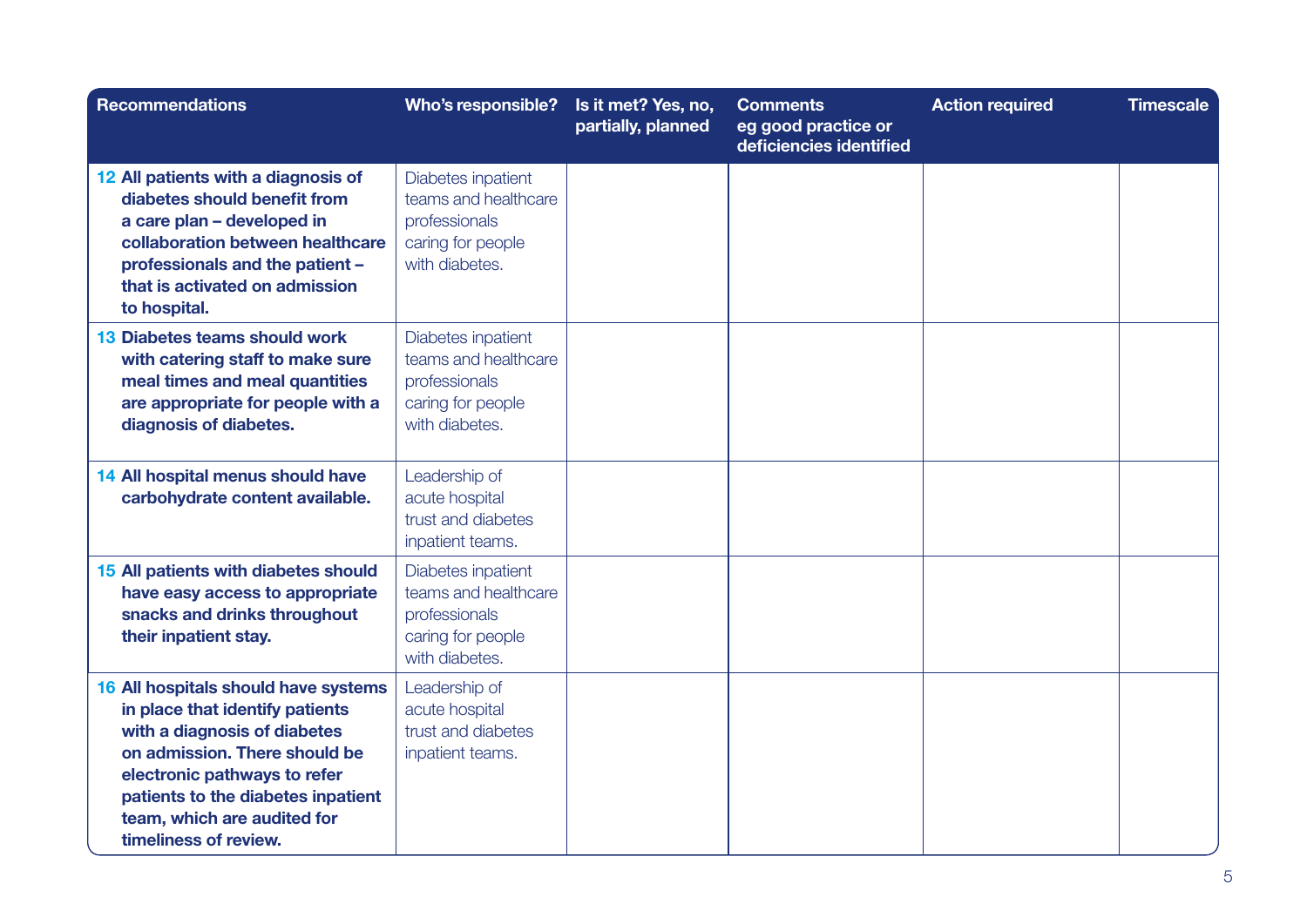| Recommendations | Who's responsible? | Is it met? Yes, no, partially, planned | Comments eg good practice or deficiencies identified | Action required | Timescale |
|---|---|---|---|---|---|
| **12 All patients with a diagnosis of diabetes should benefit from a care plan – developed in collaboration between healthcare professionals and the patient – that is activated on admission to hospital.** | Diabetes inpatient teams and healthcare professionals caring for people with diabetes. | | | | |
| **13 Diabetes teams should work with catering staff to make sure meal times and meal quantities are appropriate for people with a diagnosis of diabetes.** | Diabetes inpatient teams and healthcare professionals caring for people with diabetes. | | | | |
| **14 All hospital menus should have carbohydrate content available.** | Leadership of acute hospital trust and diabetes inpatient teams. | | | | |
| **15 All patients with diabetes should have easy access to appropriate snacks and drinks throughout their inpatient stay.** | Diabetes inpatient teams and healthcare professionals caring for people with diabetes. | | | | |
| **16 All hospitals should have systems in place that identify patients with a diagnosis of diabetes on admission. There should be electronic pathways to refer patients to the diabetes inpatient team, which are audited for timeliness of review.** | Leadership of acute hospital trust and diabetes inpatient teams. | | | | |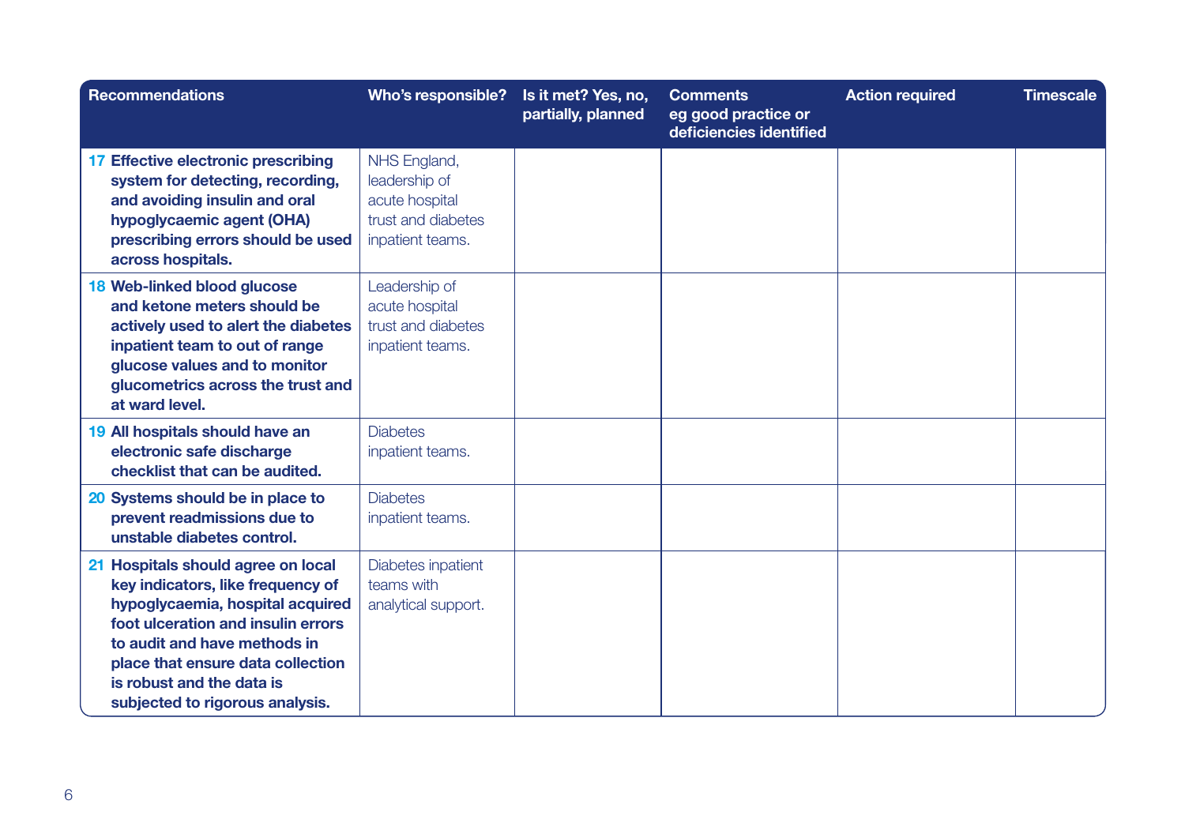| Recommendations | Who's responsible? | Is it met? Yes, no, partially, planned | Comments eg good practice or deficiencies identified | Action required | Timescale |
|---|---|---|---|---|---|
| **17 Effective electronic prescribing system for detecting, recording, and avoiding insulin and oral hypoglycaemic agent (OHA) prescribing errors should be used across hospitals.** | NHS England, leadership of acute hospital trust and diabetes inpatient teams. | | | | |
| **18 Web-linked blood glucose and ketone meters should be actively used to alert the diabetes inpatient team to out of range glucose values and to monitor glucometrics across the trust and at ward level.** | Leadership of acute hospital trust and diabetes inpatient teams. | | | | |
| **19 All hospitals should have an electronic safe discharge checklist that can be audited.** | Diabetes inpatient teams. | | | | |
| **20 Systems should be in place to prevent readmissions due to unstable diabetes control.** | Diabetes inpatient teams. | | | | |
| **21 Hospitals should agree on local key indicators, like frequency of hypoglycaemia, hospital acquired foot ulceration and insulin errors to audit and have methods in place that ensure data collection is robust and the data is subjected to rigorous analysis.** | Diabetes inpatient teams with analytical support. | | | | |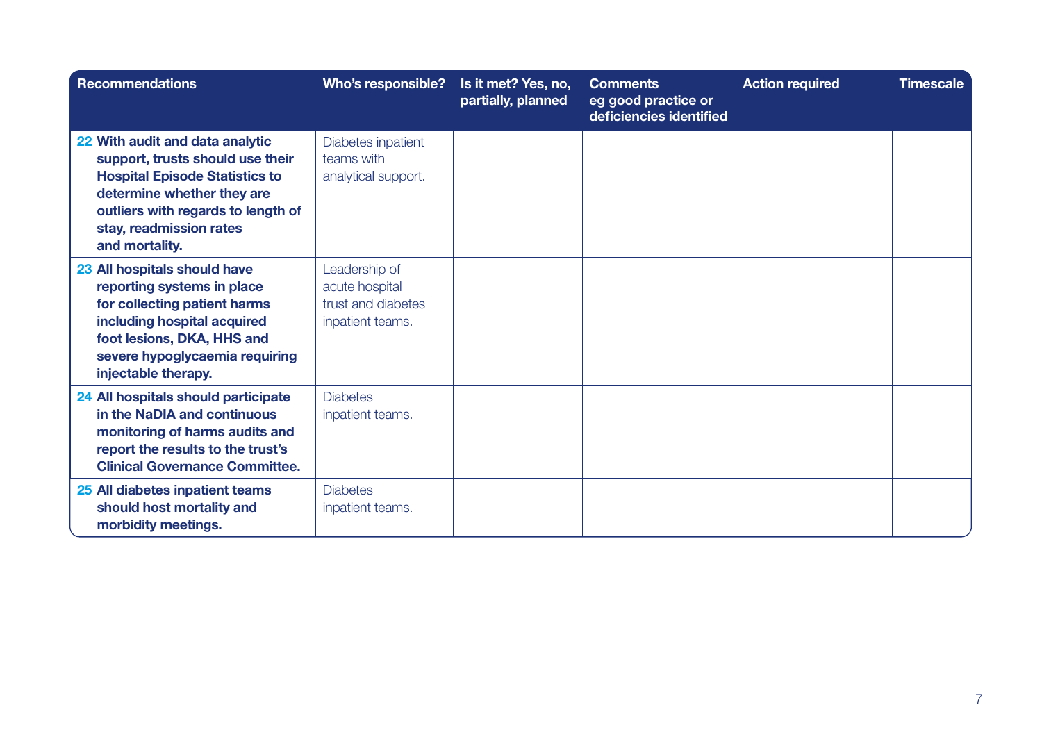| Recommendations | Who's responsible? | Is it met? Yes, no, partially, planned | Comments eg good practice or deficiencies identified | Action required | Timescale |
|---|---|---|---|---|---|
| **22 With audit and data analytic support, trusts should use their Hospital Episode Statistics to determine whether they are outliers with regards to length of stay, readmission rates and mortality.** | Diabetes inpatient teams with analytical support. | | | | |
| **23 All hospitals should have reporting systems in place for collecting patient harms including hospital acquired foot lesions, DKA, HHS and severe hypoglycaemia requiring injectable therapy.** | Leadership of acute hospital trust and diabetes inpatient teams. | | | | |
| **24 All hospitals should participate in the NaDIA and continuous monitoring of harms audits and report the results to the trust's Clinical Governance Committee.** | Diabetes inpatient teams. | | | | |
| **25 All diabetes inpatient teams should host mortality and morbidity meetings.** | Diabetes inpatient teams. | | | | |